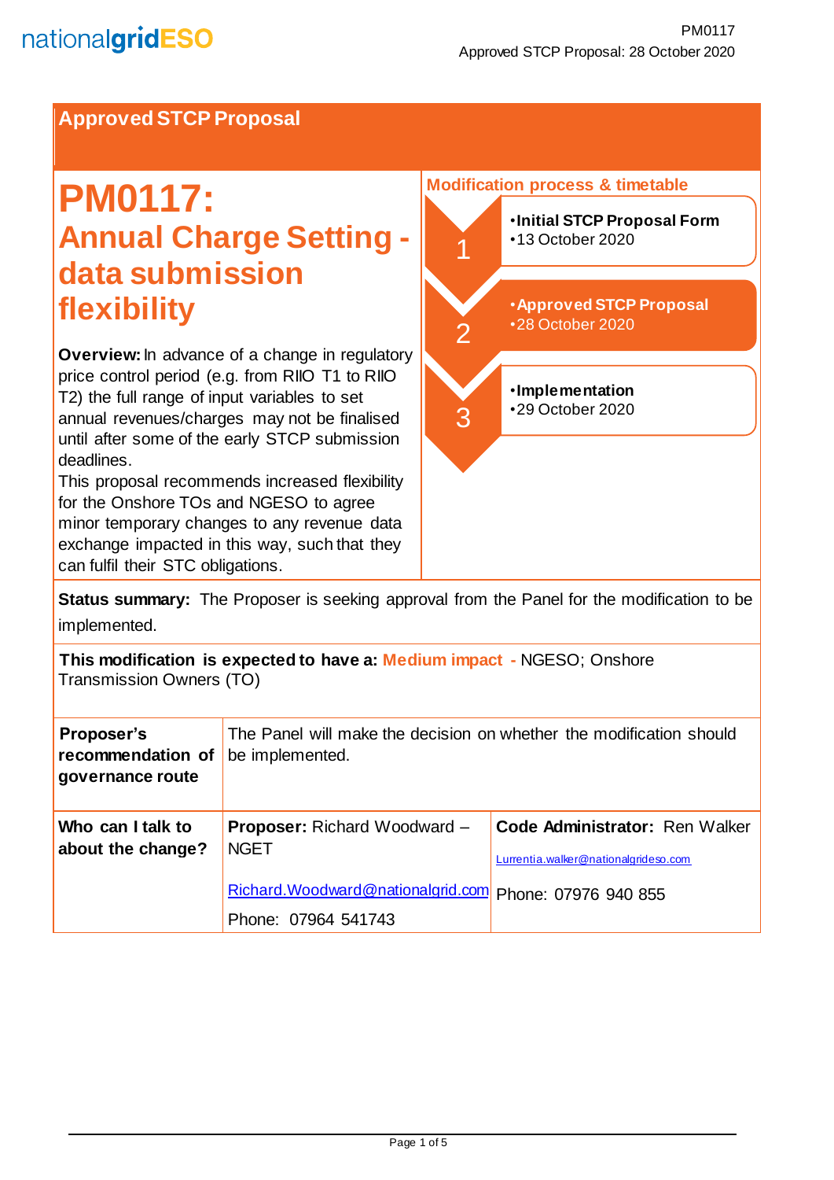## Approved STCP Proposal

# PM0117: Annual Charge Setting - data submission flexibility

**Overview:** In advance of a change in regulatory price control period (e.g. from RIIO T1 to RIIO T2) the full range of input variables to set annual revenues/charges may not be finalised until after some of the early STCP submission deadlines.

This proposal recommends increased flexibility for the Onshore TOs and NGESO to agree minor temporary changes to any revenue data exchange impacted in this way, such that they can fulfil their STC obligations.

### Modification process & timetable

1. **Initial STCP Proposal Form** – 13 October 2020
2. **Approved STCP Proposal** – 28 October 2020
3. **Implementation** – 29 October 2020

**Status summary:** The Proposer is seeking approval from the Panel for the modification to be implemented.

**This modification is expected to have a:** Medium impact - NGESO; Onshore Transmission Owners (TO)

| | | |
|---|---|---|
| **Proposer's recommendation of governance route** | The Panel will make the decision on whether the modification should be implemented. | |
| **Who can I talk to about the change?** | **Proposer:** Richard Woodward – NGET<br><br>Richard.Woodward@nationalgrid.com<br><br>Phone: 07964 541743 | **Code Administrator:** Ren Walker<br><br>Lurrentia.walker@nationalgrideso.com<br><br>Phone: 07976 940 855 |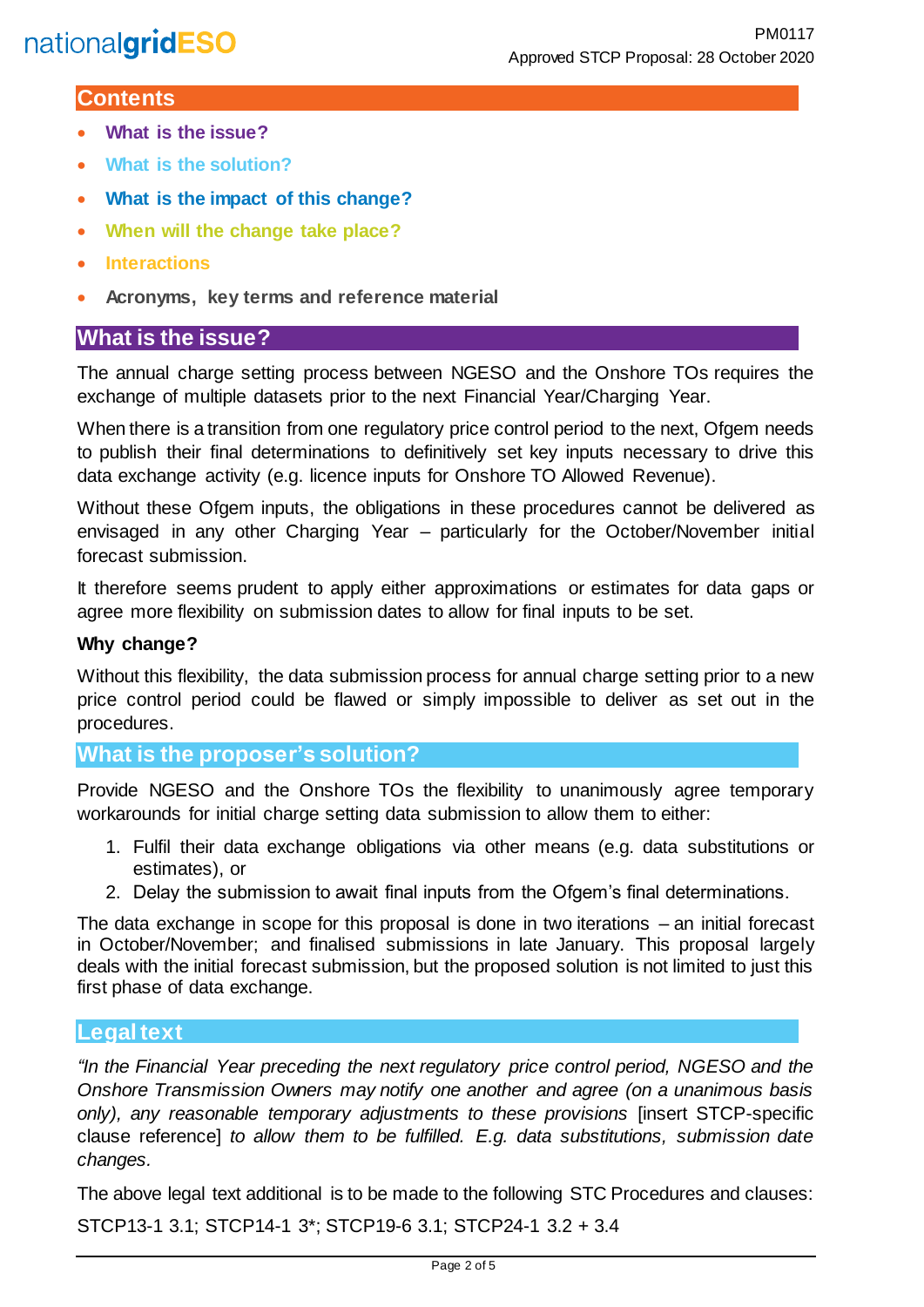## Contents

- What is the issue?
- What is the solution?
- What is the impact of this change?
- When will the change take place?
- Interactions
- Acronyms, key terms and reference material

## What is the issue?

The annual charge setting process between NGESO and the Onshore TOs requires the exchange of multiple datasets prior to the next Financial Year/Charging Year.

When there is a transition from one regulatory price control period to the next, Ofgem needs to publish their final determinations to definitively set key inputs necessary to drive this data exchange activity (e.g. licence inputs for Onshore TO Allowed Revenue).

Without these Ofgem inputs, the obligations in these procedures cannot be delivered as envisaged in any other Charging Year – particularly for the October/November initial forecast submission.

It therefore seems prudent to apply either approximations or estimates for data gaps or agree more flexibility on submission dates to allow for final inputs to be set.

**Why change?**

Without this flexibility, the data submission process for annual charge setting prior to a new price control period could be flawed or simply impossible to deliver as set out in the procedures.

## What is the proposer's solution?

Provide NGESO and the Onshore TOs the flexibility to unanimously agree temporary workarounds for initial charge setting data submission to allow them to either:

1. Fulfil their data exchange obligations via other means (e.g. data substitutions or estimates), or
2. Delay the submission to await final inputs from the Ofgem's final determinations.

The data exchange in scope for this proposal is done in two iterations – an initial forecast in October/November; and finalised submissions in late January. This proposal largely deals with the initial forecast submission, but the proposed solution is not limited to just this first phase of data exchange.

## Legal text

*"In the Financial Year preceding the next regulatory price control period, NGESO and the Onshore Transmission Owners may notify one another and agree (on a unanimous basis only), any reasonable temporary adjustments to these provisions* [insert STCP-specific clause reference] *to allow them to be fulfilled. E.g. data substitutions, submission date changes.*

The above legal text additional is to be made to the following STC Procedures and clauses:

STCP13-1 3.1; STCP14-1 3*; STCP19-6 3.1; STCP24-1 3.2 + 3.4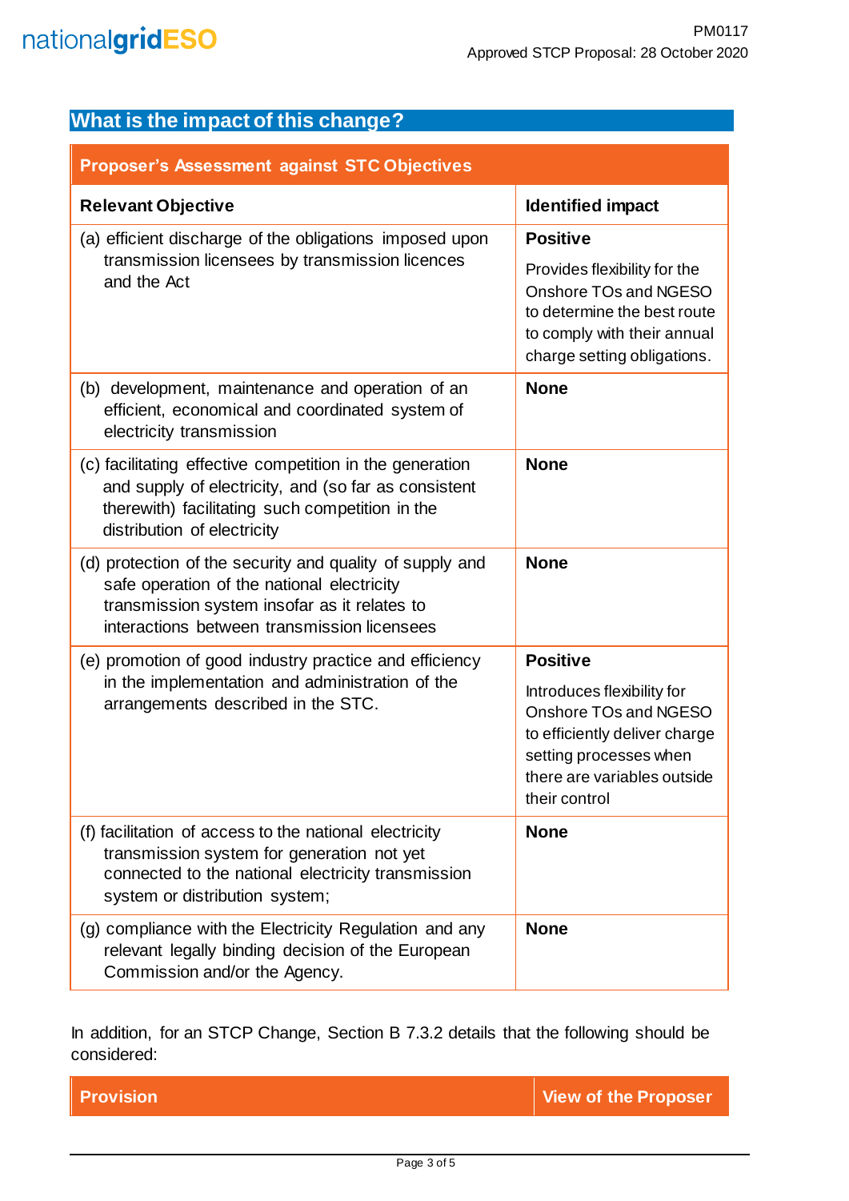## What is the impact of this change?

| Proposer's Assessment against STC Objectives | |
|---|---|
| **Relevant Objective** | **Identified impact** |
| (a) efficient discharge of the obligations imposed upon transmission licensees by transmission licences and the Act | **Positive** Provides flexibility for the Onshore TOs and NGESO to determine the best route to comply with their annual charge setting obligations. |
| (b) development, maintenance and operation of an efficient, economical and coordinated system of electricity transmission | **None** |
| (c) facilitating effective competition in the generation and supply of electricity, and (so far as consistent therewith) facilitating such competition in the distribution of electricity | **None** |
| (d) protection of the security and quality of supply and safe operation of the national electricity transmission system insofar as it relates to interactions between transmission licensees | **None** |
| (e) promotion of good industry practice and efficiency in the implementation and administration of the arrangements described in the STC. | **Positive** Introduces flexibility for Onshore TOs and NGESO to efficiently deliver charge setting processes when there are variables outside their control |
| (f) facilitation of access to the national electricity transmission system for generation not yet connected to the national electricity transmission system or distribution system; | **None** |
| (g) compliance with the Electricity Regulation and any relevant legally binding decision of the European Commission and/or the Agency. | **None** |

In addition, for an STCP Change, Section B 7.3.2 details that the following should be considered:

| Provision | View of the Proposer |
|---|---|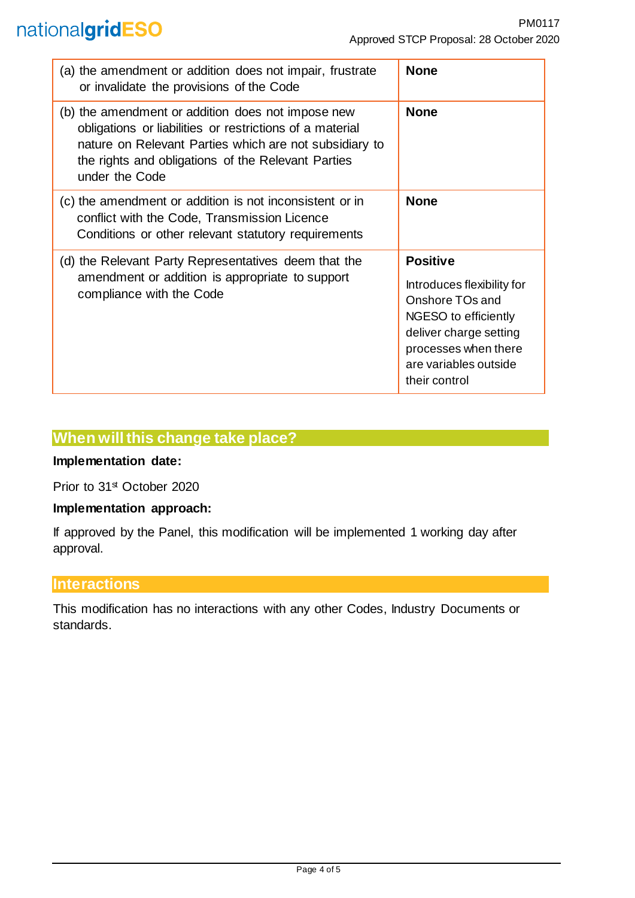| | |
|---|---|
| (a) the amendment or addition does not impair, frustrate or invalidate the provisions of the Code | **None** |
| (b) the amendment or addition does not impose new obligations or liabilities or restrictions of a material nature on Relevant Parties which are not subsidiary to the rights and obligations of the Relevant Parties under the Code | **None** |
| (c) the amendment or addition is not inconsistent or in conflict with the Code, Transmission Licence Conditions or other relevant statutory requirements | **None** |
| (d) the Relevant Party Representatives deem that the amendment or addition is appropriate to support compliance with the Code | **Positive** Introduces flexibility for Onshore TOs and NGESO to efficiently deliver charge setting processes when there are variables outside their control |

## When will this change take place?

**Implementation date:**

Prior to 31st October 2020

**Implementation approach:**

If approved by the Panel, this modification will be implemented 1 working day after approval.

## Interactions

This modification has no interactions with any other Codes, Industry Documents or standards.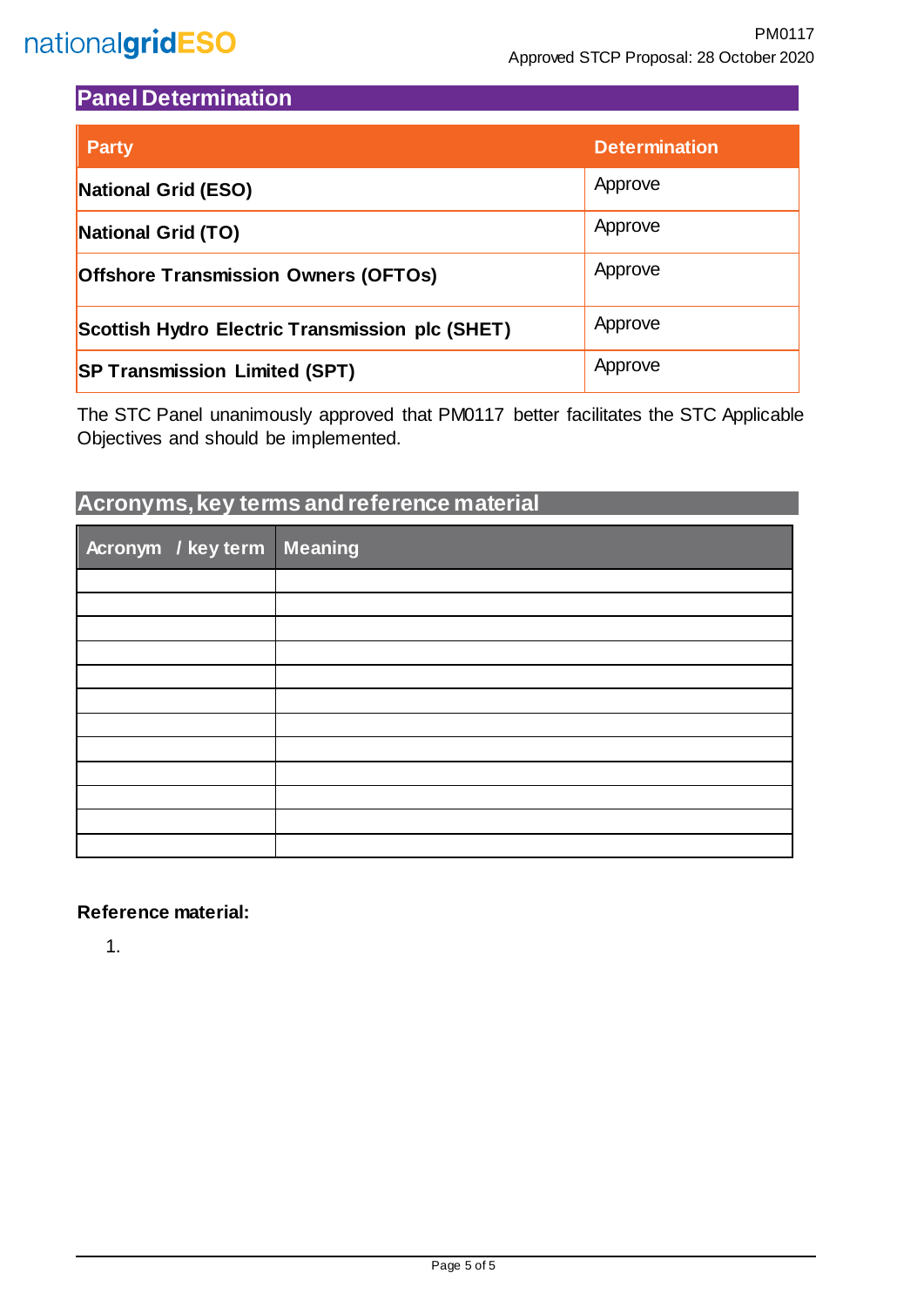## Panel Determination

| Party | Determination |
|---|---|
| **National Grid (ESO)** | Approve |
| **National Grid (TO)** | Approve |
| **Offshore Transmission Owners (OFTOs)** | Approve |
| **Scottish Hydro Electric Transmission plc (SHET)** | Approve |
| **SP Transmission Limited (SPT)** | Approve |

The STC Panel unanimously approved that PM0117 better facilitates the STC Applicable Objectives and should be implemented.

## Acronyms, key terms and reference material

| Acronym / key term | Meaning |
|---|---|
| | |
| | |
| | |
| | |
| | |
| | |
| | |
| | |
| | |
| | |
| | |
| | |

**Reference material:**

1.